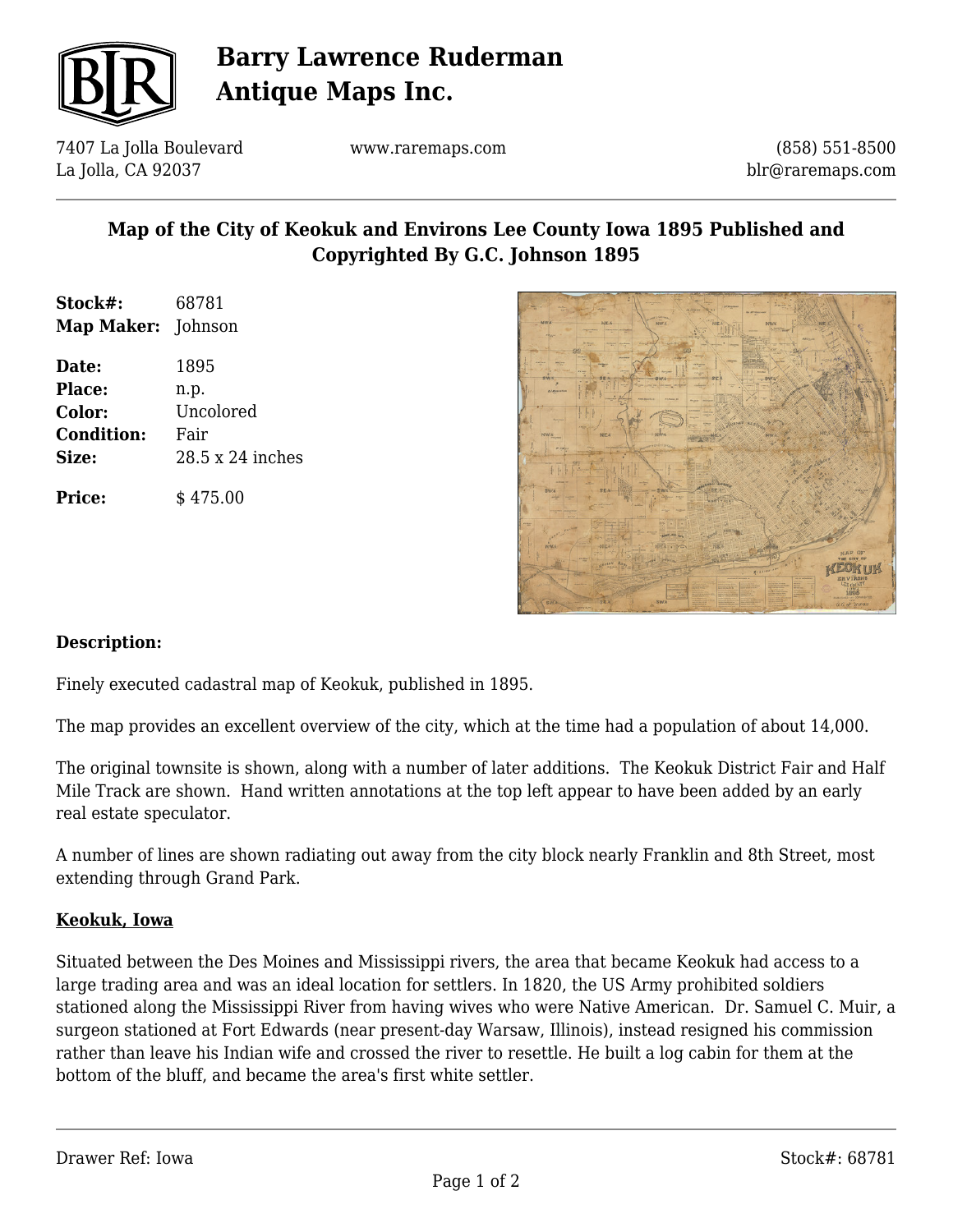# Barry Lawrence Ruderman Antique Maps Inc.

7407 La Jolla Boulevard
La Jolla, CA 92037

www.raremaps.com

(858) 551-8500
blr@raremaps.com

## Map of the City of Keokuk and Environs Lee County Iowa 1895 Published and Copyrighted By G.C. Johnson 1895

**Stock#:** 68781
**Map Maker:** Johnson

**Date:** 1895
**Place:** n.p.
**Color:** Uncolored
**Condition:** Fair
**Size:** 28.5 x 24 inches

**Price:** $ 475.00

**Description:**

Finely executed cadastral map of Keokuk, published in 1895.

The map provides an excellent overview of the city, which at the time had a population of about 14,000.

The original townsite is shown, along with a number of later additions. The Keokuk District Fair and Half Mile Track are shown. Hand written annotations at the top left appear to have been added by an early real estate speculator.

A number of lines are shown radiating out away from the city block nearly Franklin and 8th Street, most extending through Grand Park.

**Keokuk, Iowa**

Situated between the Des Moines and Mississippi rivers, the area that became Keokuk had access to a large trading area and was an ideal location for settlers. In 1820, the US Army prohibited soldiers stationed along the Mississippi River from having wives who were Native American. Dr. Samuel C. Muir, a surgeon stationed at Fort Edwards (near present-day Warsaw, Illinois), instead resigned his commission rather than leave his Indian wife and crossed the river to resettle. He built a log cabin for them at the bottom of the bluff, and became the area's first white settler.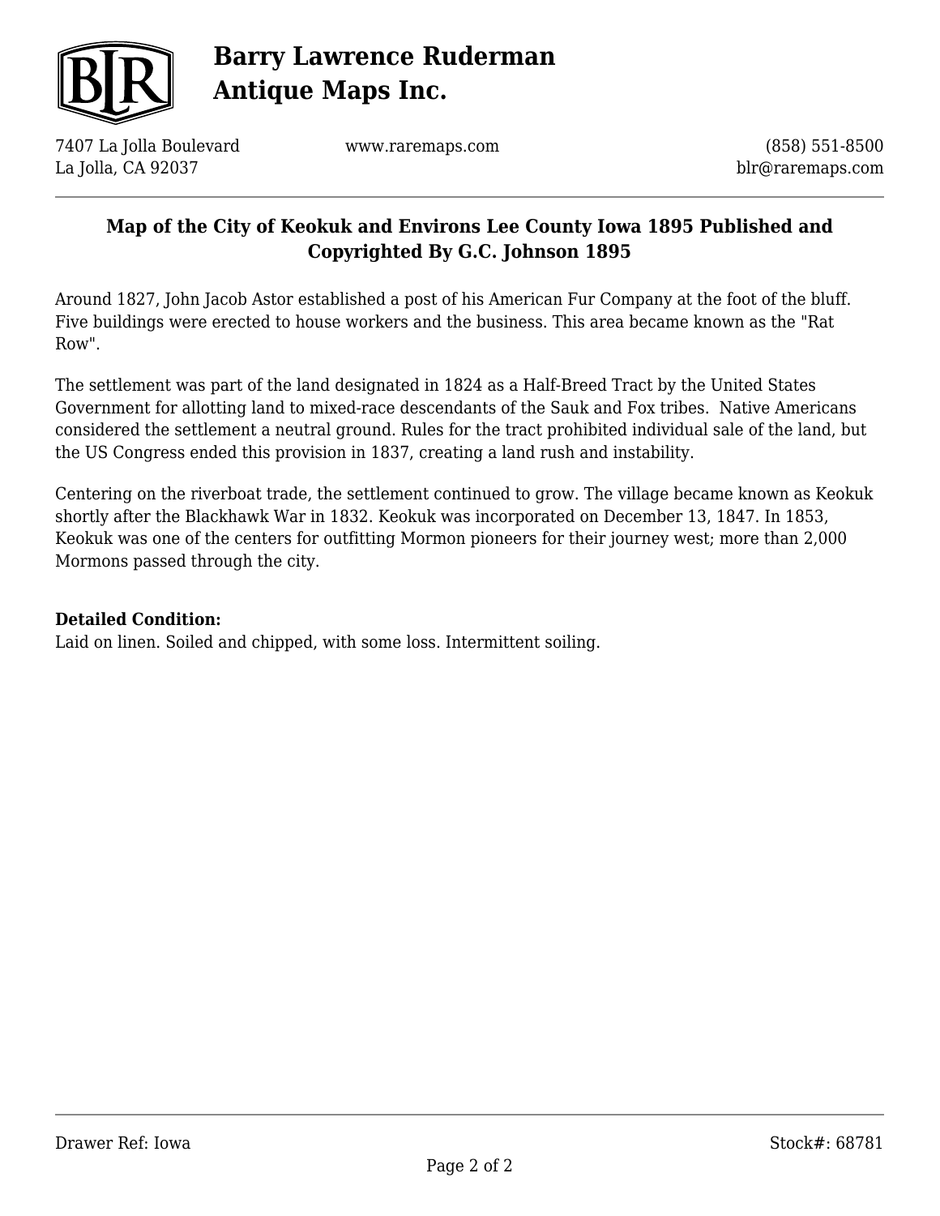**Map of the City of Keokuk and Environs Lee County Iowa 1895 Published and Copyrighted By G.C. Johnson 1895**

Around 1827, John Jacob Astor established a post of his American Fur Company at the foot of the bluff. Five buildings were erected to house workers and the business. This area became known as the "Rat Row".

The settlement was part of the land designated in 1824 as a Half-Breed Tract by the United States Government for allotting land to mixed-race descendants of the Sauk and Fox tribes. Native Americans considered the settlement a neutral ground. Rules for the tract prohibited individual sale of the land, but the US Congress ended this provision in 1837, creating a land rush and instability.

Centering on the riverboat trade, the settlement continued to grow. The village became known as Keokuk shortly after the Blackhawk War in 1832. Keokuk was incorporated on December 13, 1847. In 1853, Keokuk was one of the centers for outfitting Mormon pioneers for their journey west; more than 2,000 Mormons passed through the city.

**Detailed Condition:**
Laid on linen. Soiled and chipped, with some loss. Intermittent soiling.